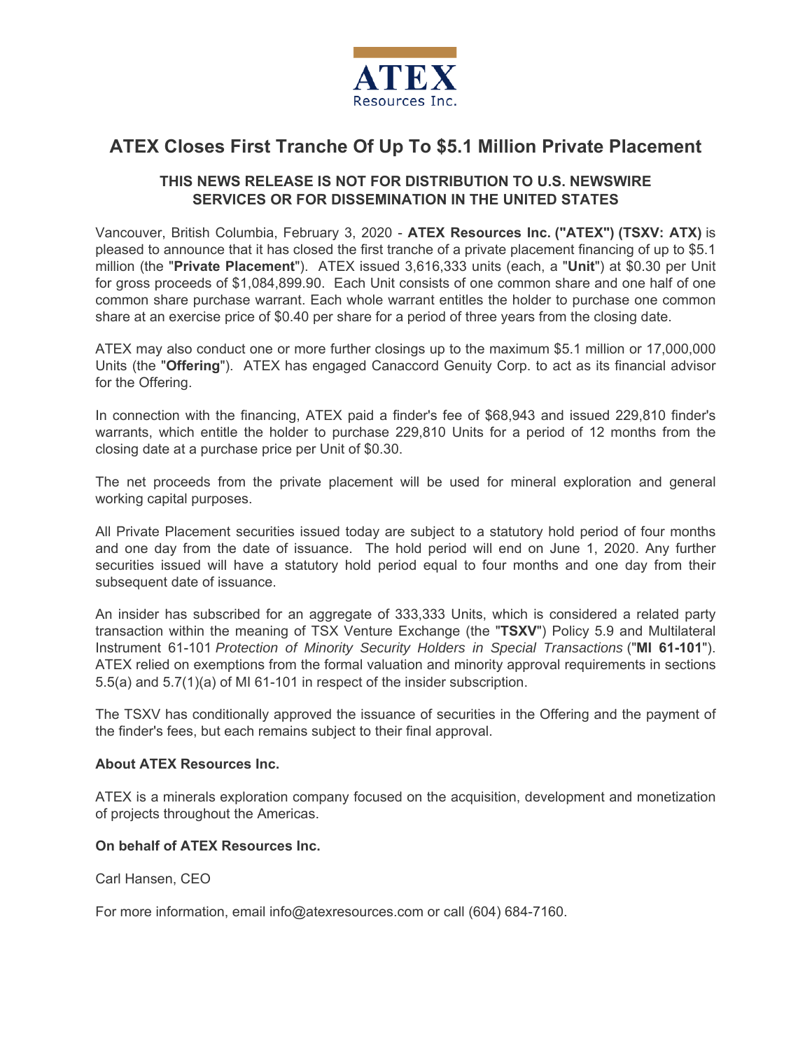ATEX
Resources Inc.

# ATEX Closes First Tranche Of Up To $5.1 Million Private Placement

## THIS NEWS RELEASE IS NOT FOR DISTRIBUTION TO U.S. NEWSWIRE SERVICES OR FOR DISSEMINATION IN THE UNITED STATES

Vancouver, British Columbia, February 3, 2020 - **ATEX Resources Inc. ("ATEX") (TSXV: ATX)** is pleased to announce that it has closed the first tranche of a private placement financing of up to $5.1 million (the "**Private Placement**"). ATEX issued 3,616,333 units (each, a "**Unit**") at $0.30 per Unit for gross proceeds of $1,084,899.90. Each Unit consists of one common share and one half of one common share purchase warrant. Each whole warrant entitles the holder to purchase one common share at an exercise price of $0.40 per share for a period of three years from the closing date.

ATEX may also conduct one or more further closings up to the maximum $5.1 million or 17,000,000 Units (the "**Offering**"). ATEX has engaged Canaccord Genuity Corp. to act as its financial advisor for the Offering.

In connection with the financing, ATEX paid a finder's fee of $68,943 and issued 229,810 finder's warrants, which entitle the holder to purchase 229,810 Units for a period of 12 months from the closing date at a purchase price per Unit of $0.30.

The net proceeds from the private placement will be used for mineral exploration and general working capital purposes.

All Private Placement securities issued today are subject to a statutory hold period of four months and one day from the date of issuance. The hold period will end on June 1, 2020. Any further securities issued will have a statutory hold period equal to four months and one day from their subsequent date of issuance.

An insider has subscribed for an aggregate of 333,333 Units, which is considered a related party transaction within the meaning of TSX Venture Exchange (the "**TSXV**") Policy 5.9 and Multilateral Instrument 61-101 *Protection of Minority Security Holders in Special Transactions* ("**MI 61-101**"). ATEX relied on exemptions from the formal valuation and minority approval requirements in sections 5.5(a) and 5.7(1)(a) of MI 61-101 in respect of the insider subscription.

The TSXV has conditionally approved the issuance of securities in the Offering and the payment of the finder's fees, but each remains subject to their final approval.

**About ATEX Resources Inc.**

ATEX is a minerals exploration company focused on the acquisition, development and monetization of projects throughout the Americas.

**On behalf of ATEX Resources Inc.**

Carl Hansen, CEO

For more information, email info@atexresources.com or call (604) 684-7160.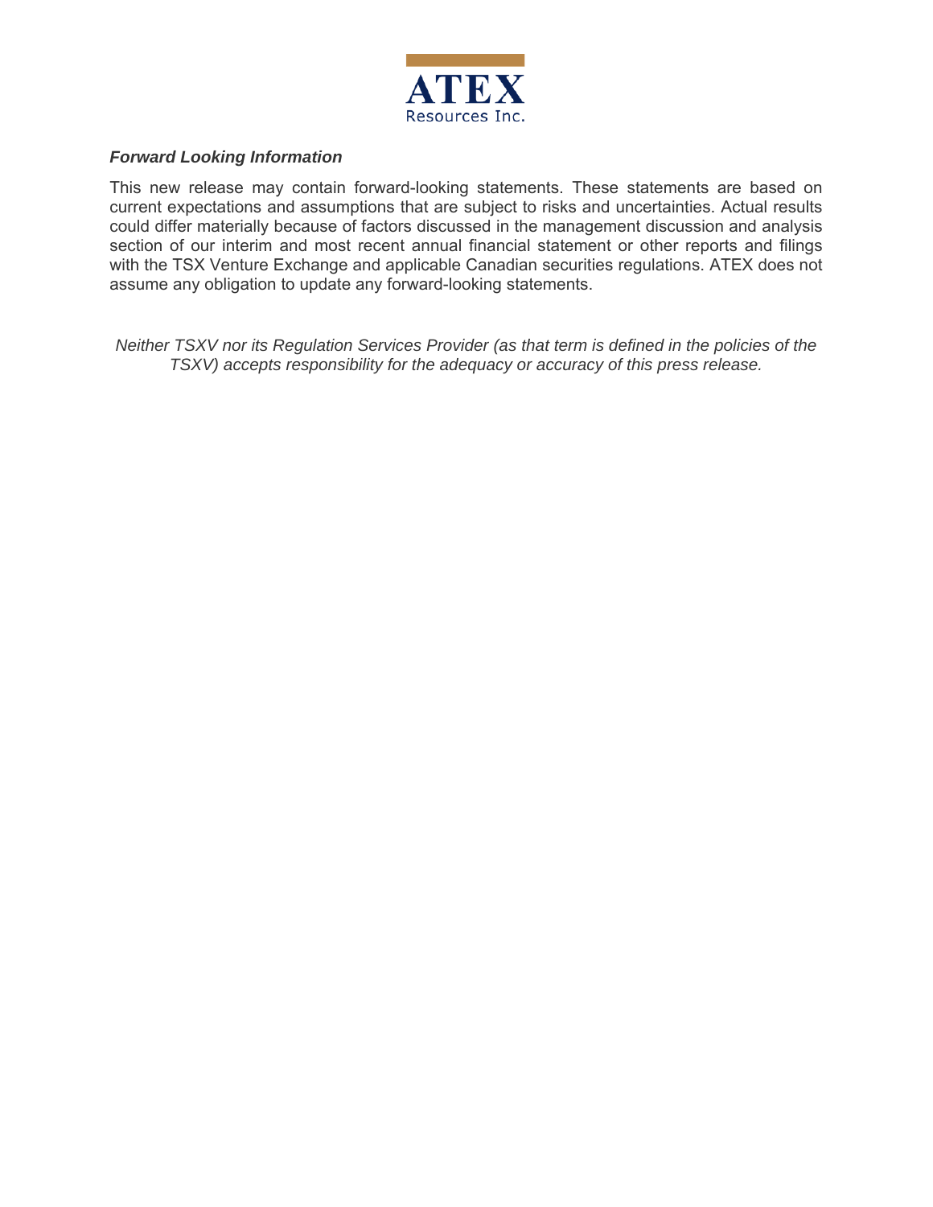### *Forward Looking Information*

This new release may contain forward-looking statements. These statements are based on current expectations and assumptions that are subject to risks and uncertainties. Actual results could differ materially because of factors discussed in the management discussion and analysis section of our interim and most recent annual financial statement or other reports and filings with the TSX Venture Exchange and applicable Canadian securities regulations. ATEX does not assume any obligation to update any forward-looking statements.

*Neither TSXV nor its Regulation Services Provider (as that term is defined in the policies of the TSXV) accepts responsibility for the adequacy or accuracy of this press release.*